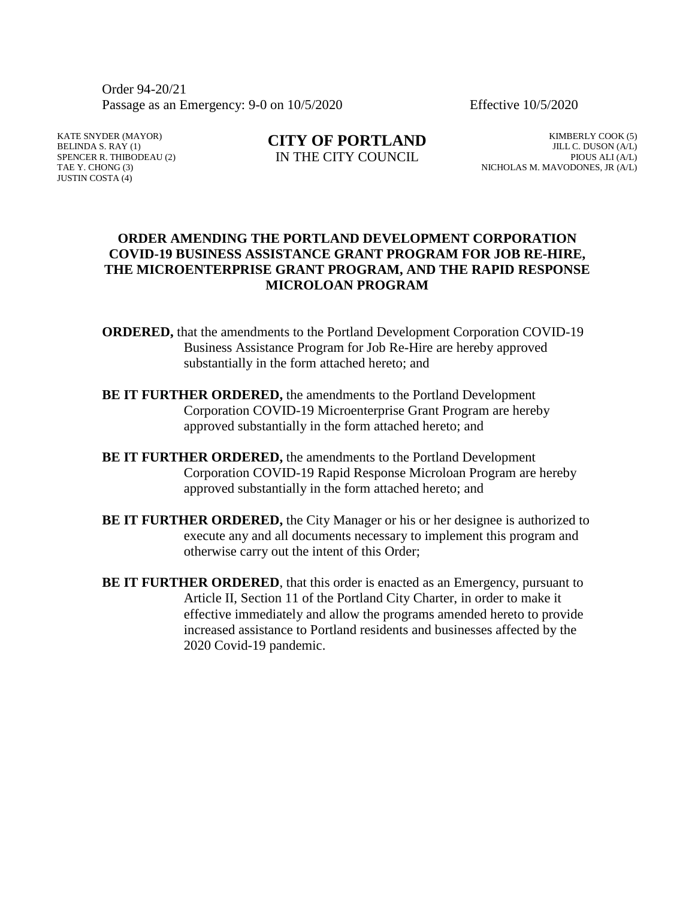Order 94-20/21
Passage as an Emergency: 9-0 on 10/5/2020 Effective 10/5/2020

KATE SNYDER (MAYOR)
BELINDA S. RAY (1)
SPENCER R. THIBODEAU (2)
TAE Y. CHONG (3)
JUSTIN COSTA (4)

**CITY OF PORTLAND**
IN THE CITY COUNCIL

KIMBERLY COOK (5)
JILL C. DUSON (A/L)
PIOUS ALI (A/L)
NICHOLAS M. MAVODONES, JR (A/L)

**ORDER AMENDING THE PORTLAND DEVELOPMENT CORPORATION COVID-19 BUSINESS ASSISTANCE GRANT PROGRAM FOR JOB RE-HIRE, THE MICROENTERPRISE GRANT PROGRAM, AND THE RAPID RESPONSE MICROLOAN PROGRAM**

**ORDERED,** that the amendments to the Portland Development Corporation COVID-19 Business Assistance Program for Job Re-Hire are hereby approved substantially in the form attached hereto; and

**BE IT FURTHER ORDERED,** the amendments to the Portland Development Corporation COVID-19 Microenterprise Grant Program are hereby approved substantially in the form attached hereto; and

**BE IT FURTHER ORDERED,** the amendments to the Portland Development Corporation COVID-19 Rapid Response Microloan Program are hereby approved substantially in the form attached hereto; and

**BE IT FURTHER ORDERED,** the City Manager or his or her designee is authorized to execute any and all documents necessary to implement this program and otherwise carry out the intent of this Order;

**BE IT FURTHER ORDERED**, that this order is enacted as an Emergency, pursuant to Article II, Section 11 of the Portland City Charter, in order to make it effective immediately and allow the programs amended hereto to provide increased assistance to Portland residents and businesses affected by the 2020 Covid-19 pandemic.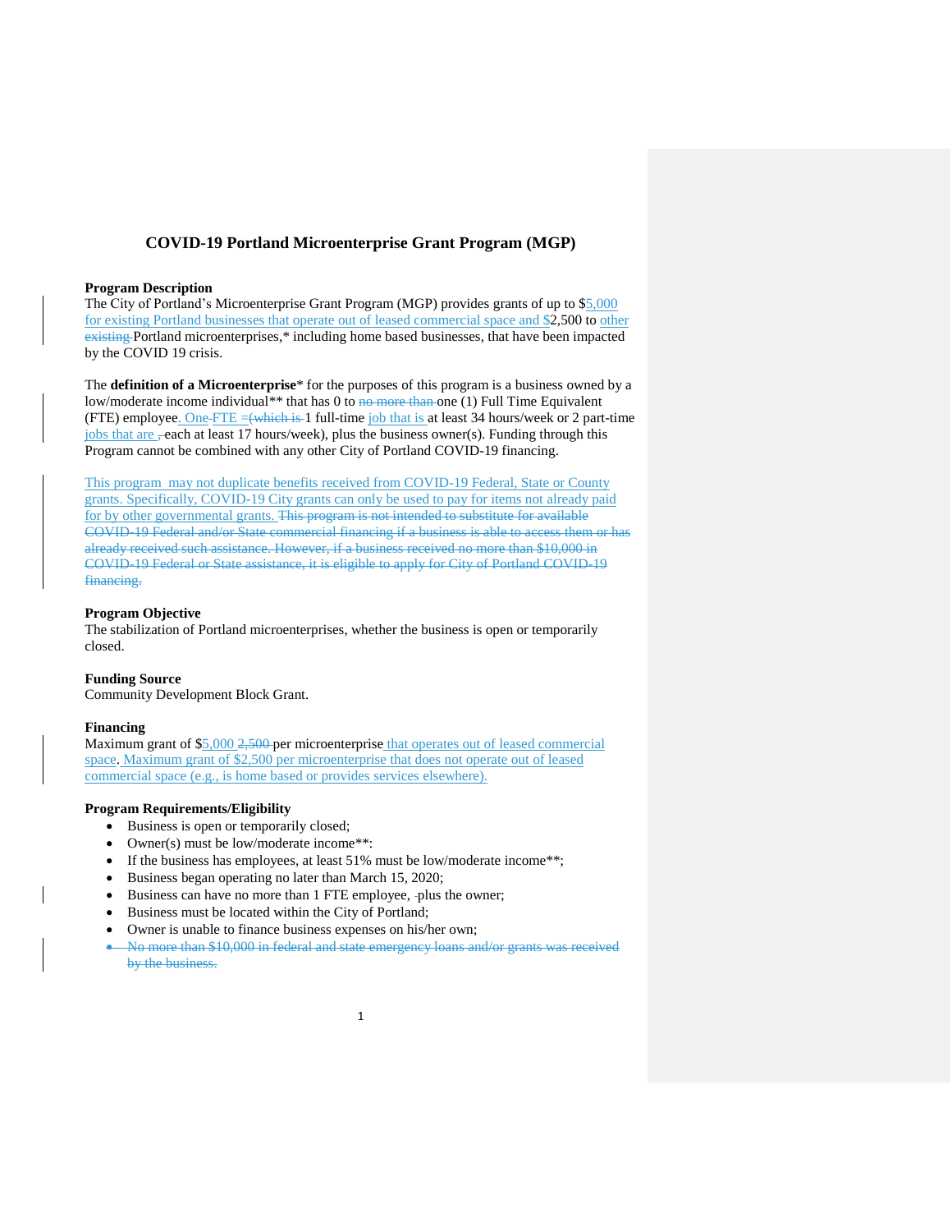# COVID-19 Portland Microenterprise Grant Program (MGP)

**Program Description**

The City of Portland's Microenterprise Grant Program (MGP) provides grants of up to $5,000 for existing Portland businesses that operate out of leased commercial space and $2,500 to other ~~existing~~ Portland microenterprises,* including home based businesses, that have been impacted by the COVID 19 crisis.

The **definition of a Microenterprise*** for the purposes of this program is a business owned by a low/moderate income individual** that has 0 to ~~no more than~~ one (1) Full Time Equivalent (FTE) employee. One ~~-~~FTE = ~~(which is~~ 1 full-time job that is at least 34 hours/week or 2 part-time jobs that are ~~,~~ each at least 17 hours/week), plus the business owner(s). Funding through this Program cannot be combined with any other City of Portland COVID-19 financing.

This program may not duplicate benefits received from COVID-19 Federal, State or County grants. Specifically, COVID-19 City grants can only be used to pay for items not already paid for by other governmental grants. ~~This program is not intended to substitute for available COVID-19 Federal and/or State commercial financing if a business is able to access them or has already received such assistance. However, if a business received no more than $10,000 in COVID-19 Federal or State assistance, it is eligible to apply for City of Portland COVID-19 financing.~~

**Program Objective**

The stabilization of Portland microenterprises, whether the business is open or temporarily closed.

**Funding Source**

Community Development Block Grant.

**Financing**

Maximum grant of $5,000 ~~2,500~~ per microenterprise that operates out of leased commercial space. Maximum grant of $2,500 per microenterprise that does not operate out of leased commercial space (e.g., is home based or provides services elsewhere).

**Program Requirements/Eligibility**

- Business is open or temporarily closed;
- Owner(s) must be low/moderate income**:
- If the business has employees, at least 51% must be low/moderate income**;
- Business began operating no later than March 15, 2020;
- Business can have no more than 1 FTE employee, plus the owner;
- Business must be located within the City of Portland;
- Owner is unable to finance business expenses on his/her own;
- ~~No more than $10,000 in federal and state emergency loans and/or grants was received by the business.~~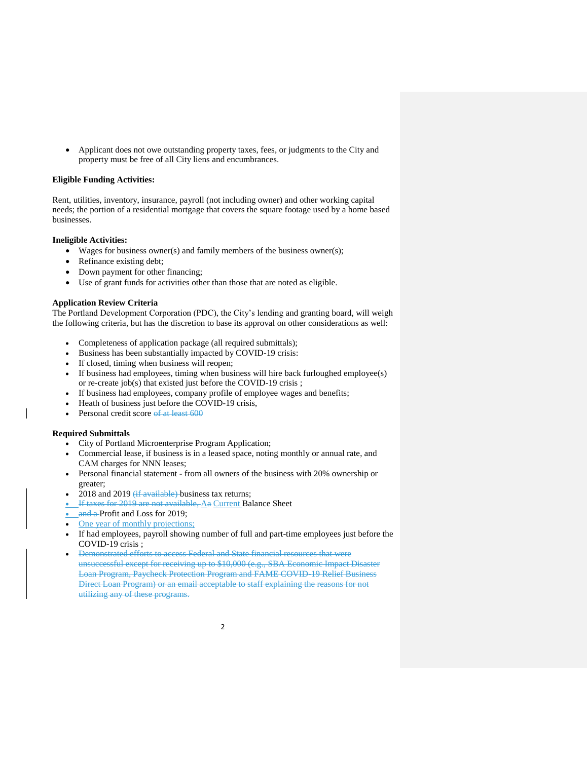- Applicant does not owe outstanding property taxes, fees, or judgments to the City and property must be free of all City liens and encumbrances.

**Eligible Funding Activities:**

Rent, utilities, inventory, insurance, payroll (not including owner) and other working capital needs; the portion of a residential mortgage that covers the square footage used by a home based businesses.

**Ineligible Activities:**

- Wages for business owner(s) and family members of the business owner(s);
- Refinance existing debt;
- Down payment for other financing;
- Use of grant funds for activities other than those that are noted as eligible.

**Application Review Criteria**

The Portland Development Corporation (PDC), the City's lending and granting board, will weigh the following criteria, but has the discretion to base its approval on other considerations as well:

- Completeness of application package (all required submittals);
- Business has been substantially impacted by COVID-19 crisis:
- If closed, timing when business will reopen;
- If business had employees, timing when business will hire back furloughed employee(s) or re-create job(s) that existed just before the COVID-19 crisis ;
- If business had employees, company profile of employee wages and benefits;
- Heath of business just before the COVID-19 crisis,
- Personal credit score ~~of at least 600~~

**Required Submittals**

- City of Portland Microenterprise Program Application;
- Commercial lease, if business is in a leased space, noting monthly or annual rate, and CAM charges for NNN leases;
- Personal financial statement - from all owners of the business with 20% ownership or greater;
- 2018 and 2019 ~~(if available)~~ business tax returns;
- ~~If taxes for 2019 are not available,~~ A~~a~~ Current Balance Sheet
- ~~and a~~ Profit and Loss for 2019;
- One year of monthly projections;
- If had employees, payroll showing number of full and part-time employees just before the COVID-19 crisis ;
- ~~Demonstrated efforts to access Federal and State financial resources that were unsuccessful except for receiving up to $10,000 (e.g., SBA Economic Impact Disaster Loan Program, Paycheck Protection Program and FAME COVID-19 Relief Business Direct Loan Program) or an email acceptable to staff explaining the reasons for not utilizing any of these programs.~~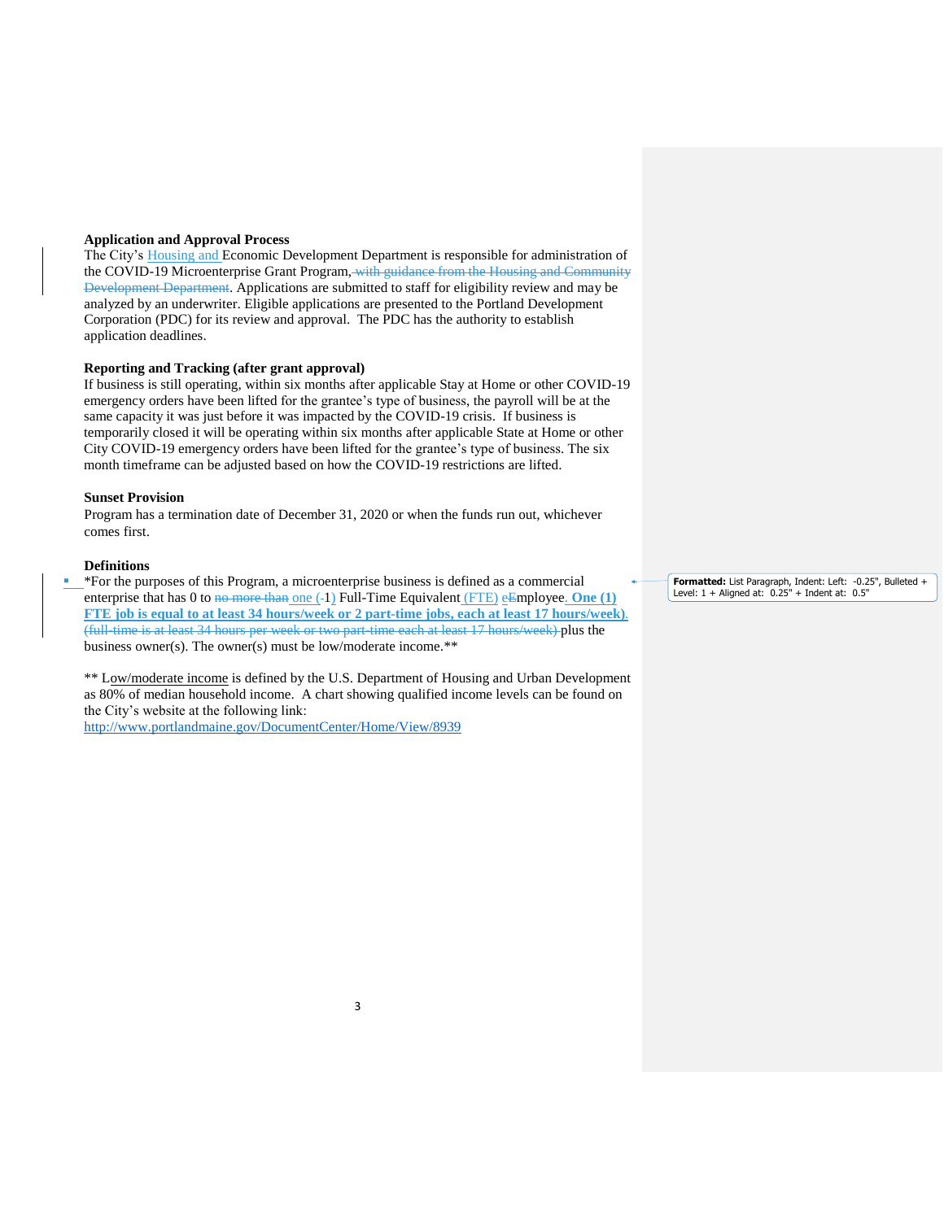**Application and Approval Process**

The City's Housing and Economic Development Department is responsible for administration of the COVID-19 Microenterprise Grant Program~~, with guidance from the Housing and Community Development Department~~. Applications are submitted to staff for eligibility review and may be analyzed by an underwriter. Eligible applications are presented to the Portland Development Corporation (PDC) for its review and approval. The PDC has the authority to establish application deadlines.

**Reporting and Tracking (after grant approval)**

If business is still operating, within six months after applicable Stay at Home or other COVID-19 emergency orders have been lifted for the grantee's type of business, the payroll will be at the same capacity it was just before it was impacted by the COVID-19 crisis. If business is temporarily closed it will be operating within six months after applicable State at Home or other City COVID-19 emergency orders have been lifted for the grantee's type of business. The six month timeframe can be adjusted based on how the COVID-19 restrictions are lifted.

**Sunset Provision**

Program has a termination date of December 31, 2020 or when the funds run out, whichever comes first.

**Definitions**

- *For the purposes of this Program, a microenterprise business is defined as a commercial enterprise that has 0 to ~~no more than~~ one (~~-~~1) Full-Time Equivalent (FTE) e~~E~~mployee. **One (1) FTE job is equal to at least 34 hours/week or 2 part-time jobs, each at least 17 hours/week).** ~~(full-time is at least 34 hours per week or two part-time each at least 17 hours/week)~~ plus the business owner(s). The owner(s) must be low/moderate income.**

** Low/moderate income is defined by the U.S. Department of Housing and Urban Development as 80% of median household income. A chart showing qualified income levels can be found on the City's website at the following link:
http://www.portlandmaine.gov/DocumentCenter/Home/View/8939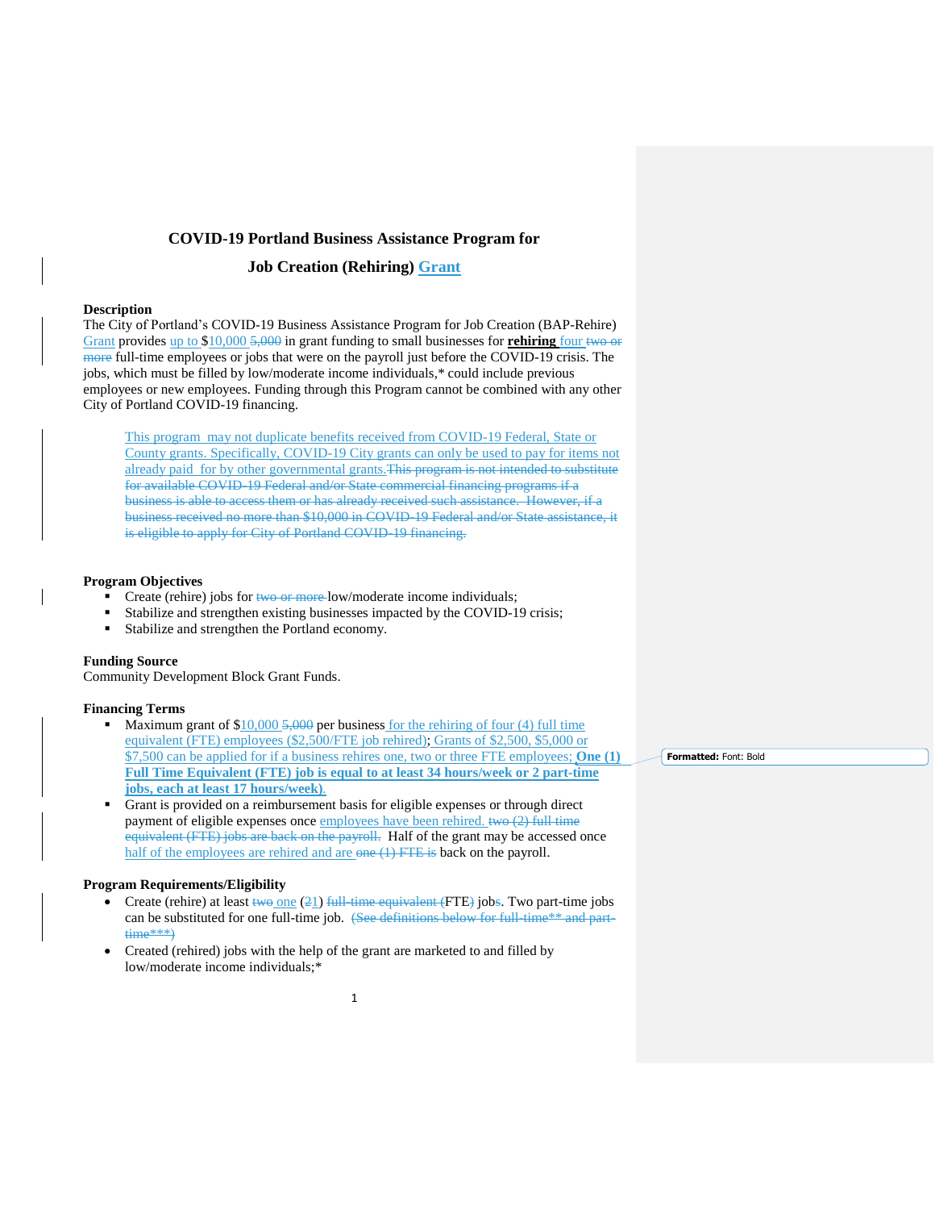# COVID-19 Portland Business Assistance Program for Job Creation (Rehiring) Grant

**Description**

The City of Portland's COVID-19 Business Assistance Program for Job Creation (BAP-Rehire) Grant provides up to $10,000 ~~5,000~~ in grant funding to small businesses for **rehiring** four ~~two or more~~ full-time employees or jobs that were on the payroll just before the COVID-19 crisis. The jobs, which must be filled by low/moderate income individuals,* could include previous employees or new employees. Funding through this Program cannot be combined with any other City of Portland COVID-19 financing.

> This program may not duplicate benefits received from COVID-19 Federal, State or County grants. Specifically, COVID-19 City grants can only be used to pay for items not already paid for by other governmental grants. ~~This program is not intended to substitute for available COVID-19 Federal and/or State commercial financing programs if a business is able to access them or has already received such assistance. However, if a business received no more than $10,000 in COVID-19 Federal and/or State assistance, it is eligible to apply for City of Portland COVID-19 financing.~~

**Program Objectives**

- Create (rehire) jobs for ~~two or more~~ low/moderate income individuals;
- Stabilize and strengthen existing businesses impacted by the COVID-19 crisis;
- Stabilize and strengthen the Portland economy.

**Funding Source**

Community Development Block Grant Funds.

**Financing Terms**

- Maximum grant of $10,000 ~~5,000~~ per business for the rehiring of four (4) full time equivalent (FTE) employees ($2,500/FTE job rehired); Grants of $2,500, $5,000 or $7,500 can be applied for if a business rehires one, two or three FTE employees; **One (1) Full Time Equivalent (FTE) job is equal to at least 34 hours/week or 2 part-time jobs, each at least 17 hours/week).**
- Grant is provided on a reimbursement basis for eligible expenses or through direct payment of eligible expenses once employees have been rehired. ~~two (2) full time equivalent (FTE) jobs are back on the payroll.~~ Half of the grant may be accessed once half of the employees are rehired and are ~~one (1) FTE is~~ back on the payroll.

**Program Requirements/Eligibility**

- Create (rehire) at least ~~two~~ one (~~2~~1) ~~full-time equivalent (~~FTE~~)~~ job~~s~~. Two part-time jobs can be substituted for one full-time job. ~~(See definitions below for full-time** and part-time***)~~
- Created (rehired) jobs with the help of the grant are marketed to and filled by low/moderate income individuals;*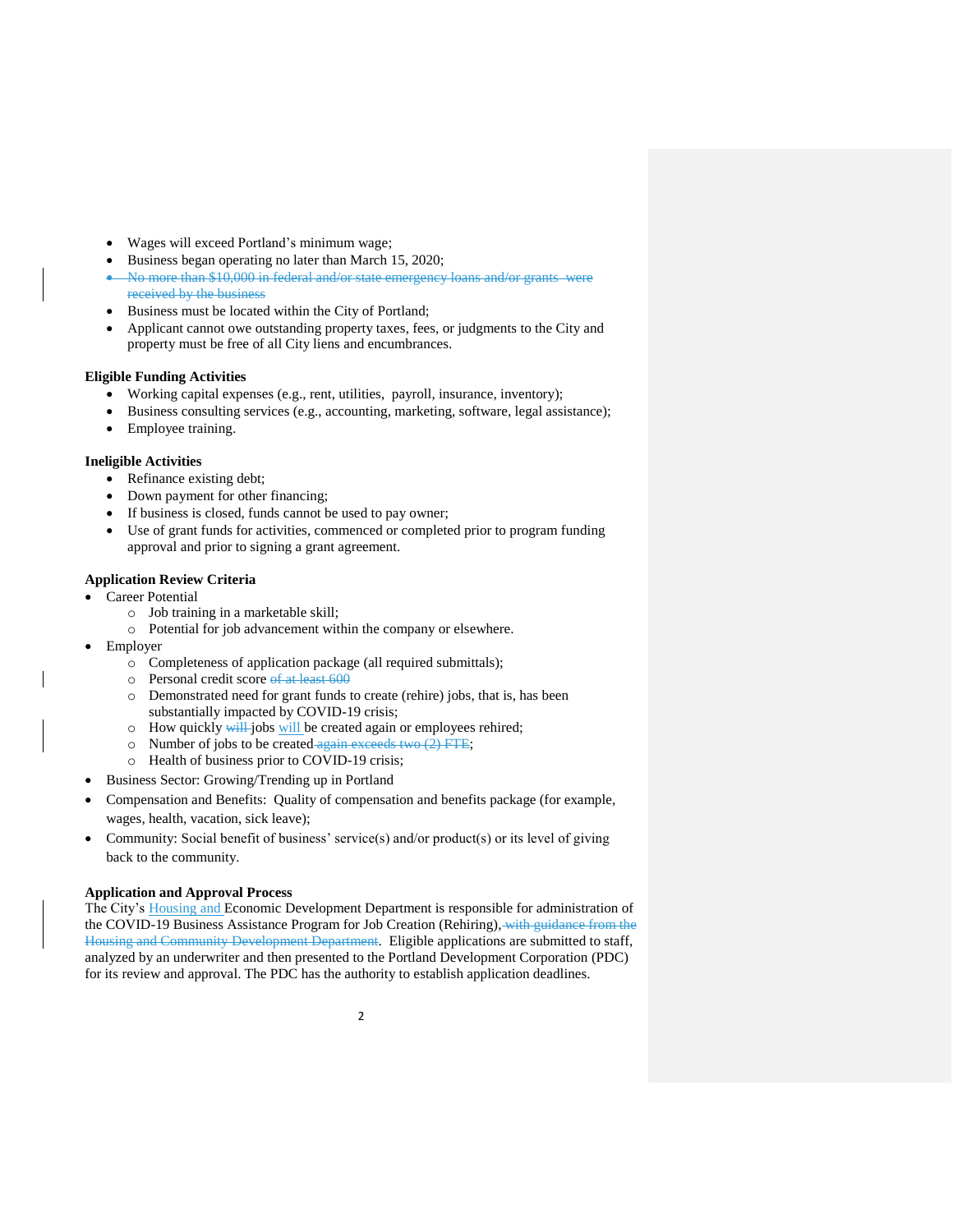- Wages will exceed Portland's minimum wage;
- Business began operating no later than March 15, 2020;
- ~~No more than $10,000 in federal and/or state emergency loans and/or grants were received by the business~~
- Business must be located within the City of Portland;
- Applicant cannot owe outstanding property taxes, fees, or judgments to the City and property must be free of all City liens and encumbrances.

**Eligible Funding Activities**

- Working capital expenses (e.g., rent, utilities, payroll, insurance, inventory);
- Business consulting services (e.g., accounting, marketing, software, legal assistance);
- Employee training.

**Ineligible Activities**

- Refinance existing debt;
- Down payment for other financing;
- If business is closed, funds cannot be used to pay owner;
- Use of grant funds for activities, commenced or completed prior to program funding approval and prior to signing a grant agreement.

**Application Review Criteria**

- Career Potential
  - Job training in a marketable skill;
  - Potential for job advancement within the company or elsewhere.
- Employer
  - Completeness of application package (all required submittals);
  - Personal credit score ~~of at least 600~~
  - Demonstrated need for grant funds to create (rehire) jobs, that is, has been substantially impacted by COVID-19 crisis;
  - How quickly ~~will~~ jobs will be created again or employees rehired;
  - Number of jobs to be created ~~again exceeds two (2) FTE~~;
  - Health of business prior to COVID-19 crisis;
- Business Sector: Growing/Trending up in Portland
- Compensation and Benefits: Quality of compensation and benefits package (for example, wages, health, vacation, sick leave);
- Community: Social benefit of business' service(s) and/or product(s) or its level of giving back to the community.

**Application and Approval Process**

The City's Housing and Economic Development Department is responsible for administration of the COVID-19 Business Assistance Program for Job Creation (Rehiring)~~, with guidance from the Housing and Community Development Department~~. Eligible applications are submitted to staff, analyzed by an underwriter and then presented to the Portland Development Corporation (PDC) for its review and approval. The PDC has the authority to establish application deadlines.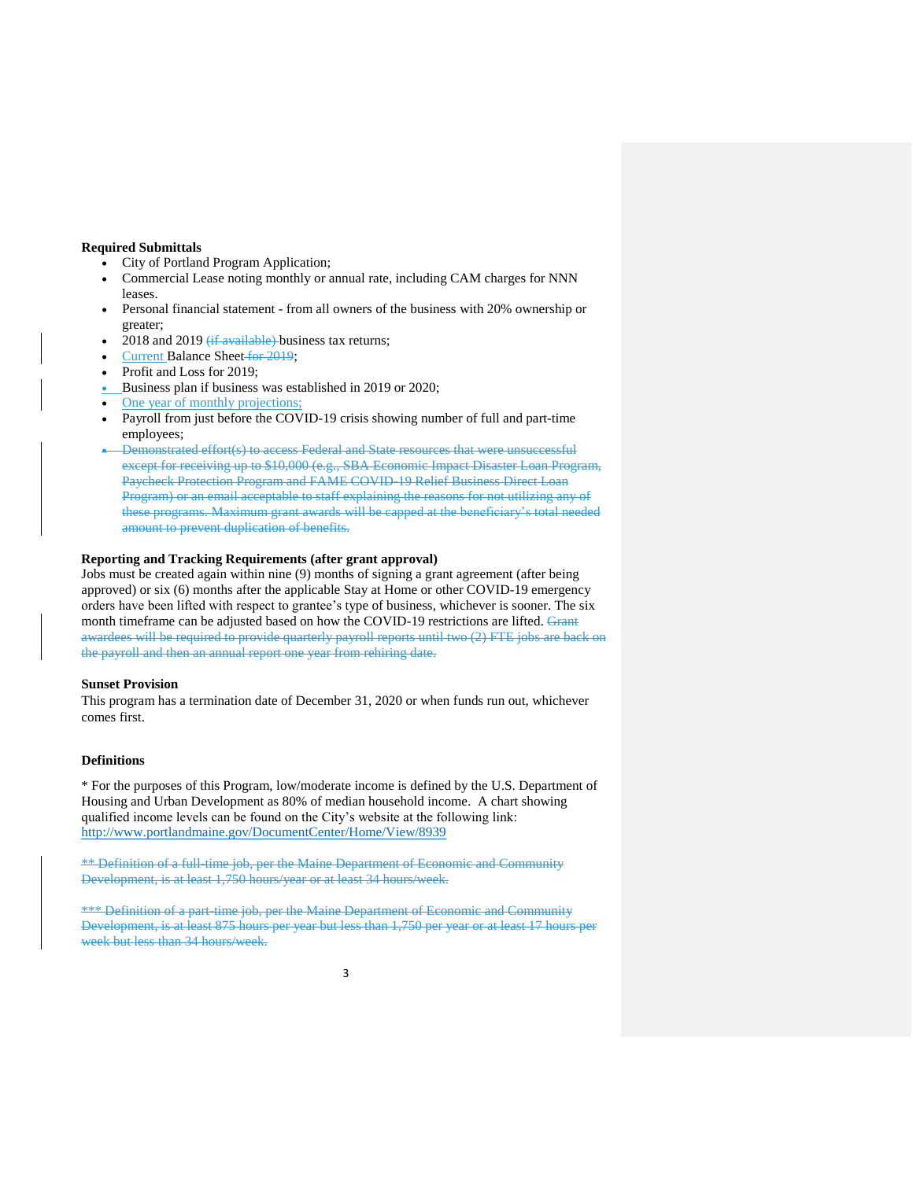**Required Submittals**

- City of Portland Program Application;
- Commercial Lease noting monthly or annual rate, including CAM charges for NNN leases.
- Personal financial statement - from all owners of the business with 20% ownership or greater;
- 2018 and 2019 ~~(if available)~~ business tax returns;
- Current Balance Sheet ~~for 2019~~;
- Profit and Loss for 2019;
- Business plan if business was established in 2019 or 2020;
- One year of monthly projections;
- Payroll from just before the COVID-19 crisis showing number of full and part-time employees;
- ~~Demonstrated effort(s) to access Federal and State resources that were unsuccessful except for receiving up to $10,000 (e.g., SBA Economic Impact Disaster Loan Program, Paycheck Protection Program and FAME COVID-19 Relief Business Direct Loan Program) or an email acceptable to staff explaining the reasons for not utilizing any of these programs. Maximum grant awards will be capped at the beneficiary's total needed amount to prevent duplication of benefits.~~

**Reporting and Tracking Requirements (after grant approval)**

Jobs must be created again within nine (9) months of signing a grant agreement (after being approved) or six (6) months after the applicable Stay at Home or other COVID-19 emergency orders have been lifted with respect to grantee's type of business, whichever is sooner. The six month timeframe can be adjusted based on how the COVID-19 restrictions are lifted. ~~Grant awardees will be required to provide quarterly payroll reports until two (2) FTE jobs are back on the payroll and then an annual report one year from rehiring date.~~

**Sunset Provision**

This program has a termination date of December 31, 2020 or when funds run out, whichever comes first.

**Definitions**

* For the purposes of this Program, low/moderate income is defined by the U.S. Department of Housing and Urban Development as 80% of median household income. A chart showing qualified income levels can be found on the City's website at the following link: http://www.portlandmaine.gov/DocumentCenter/Home/View/8939

~~** Definition of a full-time job, per the Maine Department of Economic and Community Development, is at least 1,750 hours/year or at least 34 hours/week.~~

~~*** Definition of a part-time job, per the Maine Department of Economic and Community Development, is at least 875 hours per year but less than 1,750 per year or at least 17 hours per week but less than 34 hours/week.~~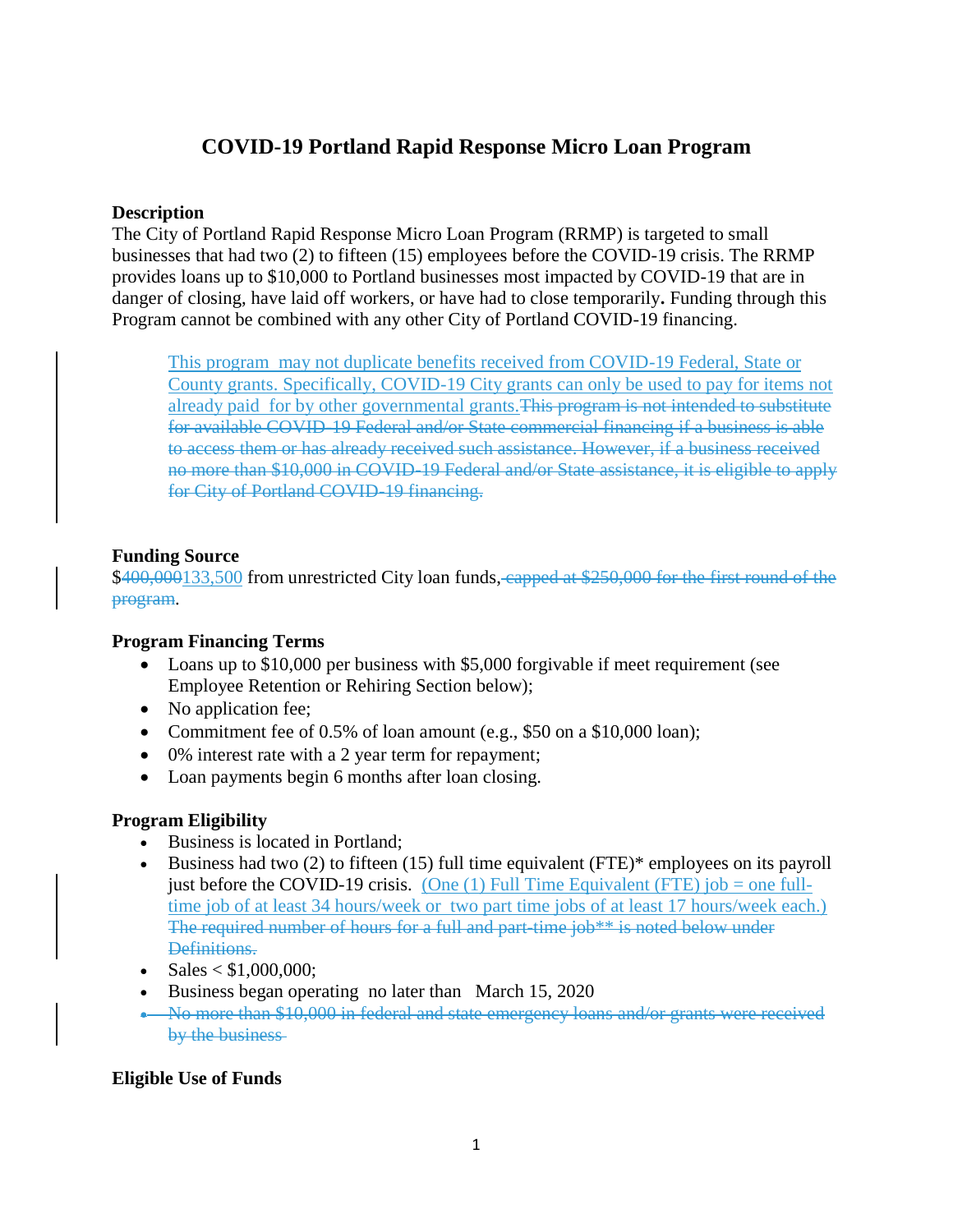# COVID-19 Portland Rapid Response Micro Loan Program

**Description**

The City of Portland Rapid Response Micro Loan Program (RRMP) is targeted to small businesses that had two (2) to fifteen (15) employees before the COVID-19 crisis. The RRMP provides loans up to $10,000 to Portland businesses most impacted by COVID-19 that are in danger of closing, have laid off workers, or have had to close temporarily**.** Funding through this Program cannot be combined with any other City of Portland COVID-19 financing.

> This program may not duplicate benefits received from COVID-19 Federal, State or County grants. Specifically, COVID-19 City grants can only be used to pay for items not already paid for by other governmental grants.~~This program is not intended to substitute for available COVID-19 Federal and/or State commercial financing if a business is able to access them or has already received such assistance. However, if a business received no more than $10,000 in COVID-19 Federal and/or State assistance, it is eligible to apply for City of Portland COVID-19 financing.~~

**Funding Source**

$~~400,000~~133,500 from unrestricted City loan funds~~, capped at $250,000 for the first round of the program~~.

**Program Financing Terms**

- Loans up to $10,000 per business with $5,000 forgivable if meet requirement (see Employee Retention or Rehiring Section below);
- No application fee;
- Commitment fee of 0.5% of loan amount (e.g., $50 on a $10,000 loan);
- 0% interest rate with a 2 year term for repayment;
- Loan payments begin 6 months after loan closing.

**Program Eligibility**

- Business is located in Portland;
- Business had two (2) to fifteen (15) full time equivalent (FTE)* employees on its payroll just before the COVID-19 crisis. (One (1) Full Time Equivalent (FTE) job = one full-time job of at least 34 hours/week or two part time jobs of at least 17 hours/week each.) ~~The required number of hours for a full and part-time job** is noted below under Definitions.~~
- Sales < $1,000,000;
- Business began operating no later than March 15, 2020
- ~~No more than $10,000 in federal and state emergency loans and/or grants were received by the business~~

**Eligible Use of Funds**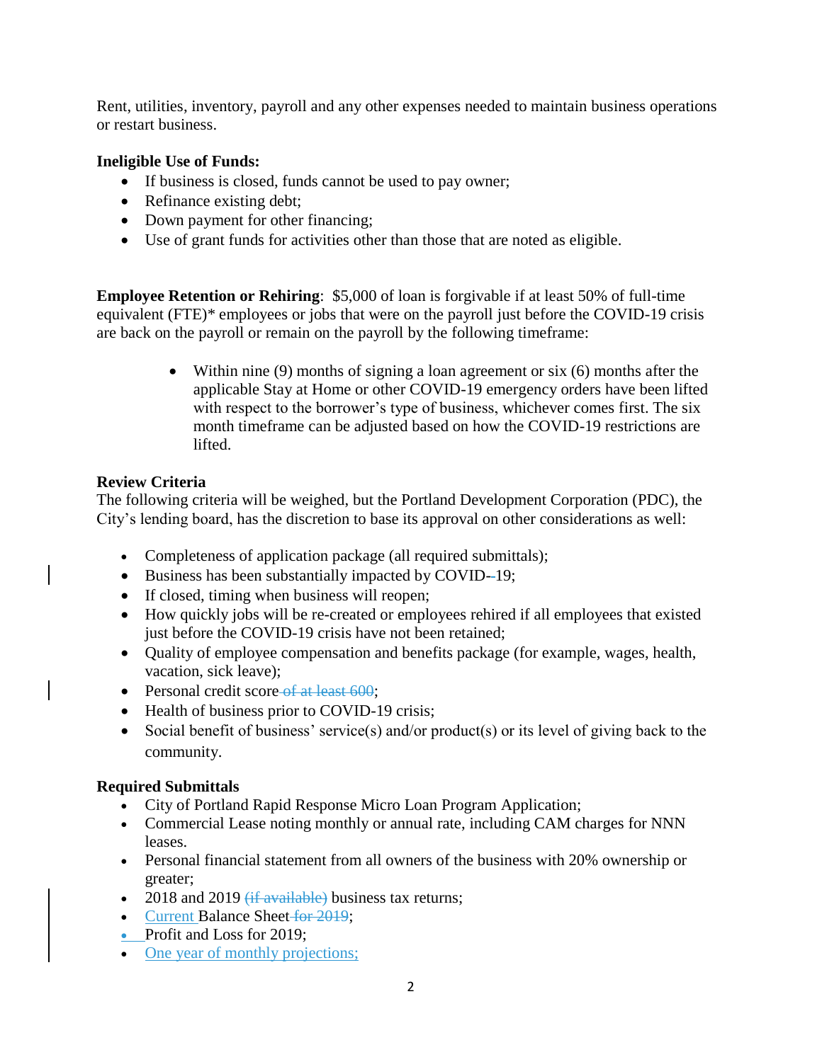Rent, utilities, inventory, payroll and any other expenses needed to maintain business operations or restart business.

**Ineligible Use of Funds:**

- If business is closed, funds cannot be used to pay owner;
- Refinance existing debt;
- Down payment for other financing;
- Use of grant funds for activities other than those that are noted as eligible.

**Employee Retention or Rehiring**: $5,000 of loan is forgivable if at least 50% of full-time equivalent (FTE)* employees or jobs that were on the payroll just before the COVID-19 crisis are back on the payroll or remain on the payroll by the following timeframe:

- Within nine (9) months of signing a loan agreement or six (6) months after the applicable Stay at Home or other COVID-19 emergency orders have been lifted with respect to the borrower's type of business, whichever comes first. The six month timeframe can be adjusted based on how the COVID-19 restrictions are lifted.

**Review Criteria**

The following criteria will be weighed, but the Portland Development Corporation (PDC), the City's lending board, has the discretion to base its approval on other considerations as well:

- Completeness of application package (all required submittals);
- Business has been substantially impacted by COVID-19;
- If closed, timing when business will reopen;
- How quickly jobs will be re-created or employees rehired if all employees that existed just before the COVID-19 crisis have not been retained;
- Quality of employee compensation and benefits package (for example, wages, health, vacation, sick leave);
- Personal credit score ~~of at least 600~~;
- Health of business prior to COVID-19 crisis;
- Social benefit of business' service(s) and/or product(s) or its level of giving back to the community.

**Required Submittals**

- City of Portland Rapid Response Micro Loan Program Application;
- Commercial Lease noting monthly or annual rate, including CAM charges for NNN leases.
- Personal financial statement from all owners of the business with 20% ownership or greater;
- 2018 and 2019 ~~(if available)~~ business tax returns;
- Current Balance Sheet ~~for 2019~~;
- Profit and Loss for 2019;
- One year of monthly projections;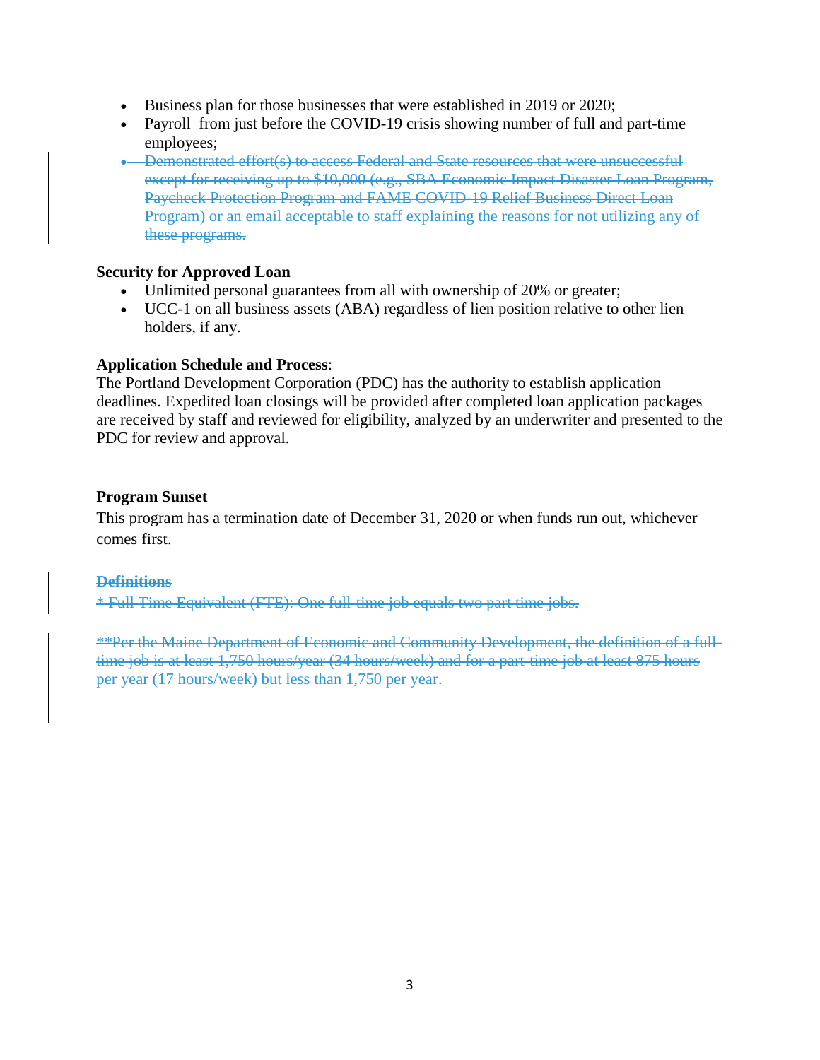- Business plan for those businesses that were established in 2019 or 2020;
- Payroll from just before the COVID-19 crisis showing number of full and part-time employees;
- ~~Demonstrated effort(s) to access Federal and State resources that were unsuccessful except for receiving up to $10,000 (e.g., SBA Economic Impact Disaster Loan Program, Paycheck Protection Program and FAME COVID-19 Relief Business Direct Loan Program) or an email acceptable to staff explaining the reasons for not utilizing any of these programs.~~

**Security for Approved Loan**

- Unlimited personal guarantees from all with ownership of 20% or greater;
- UCC-1 on all business assets (ABA) regardless of lien position relative to other lien holders, if any.

**Application Schedule and Process**:
The Portland Development Corporation (PDC) has the authority to establish application deadlines. Expedited loan closings will be provided after completed loan application packages are received by staff and reviewed for eligibility, analyzed by an underwriter and presented to the PDC for review and approval.

**Program Sunset**

This program has a termination date of December 31, 2020 or when funds run out, whichever comes first.

~~**Definitions**~~

~~* Full-Time Equivalent (FTE): One full-time job equals two part time jobs.~~

~~**Per the Maine Department of Economic and Community Development, the definition of a full-time job is at least 1,750 hours/year (34 hours/week) and for a part-time job at least 875 hours per year (17 hours/week) but less than 1,750 per year.~~